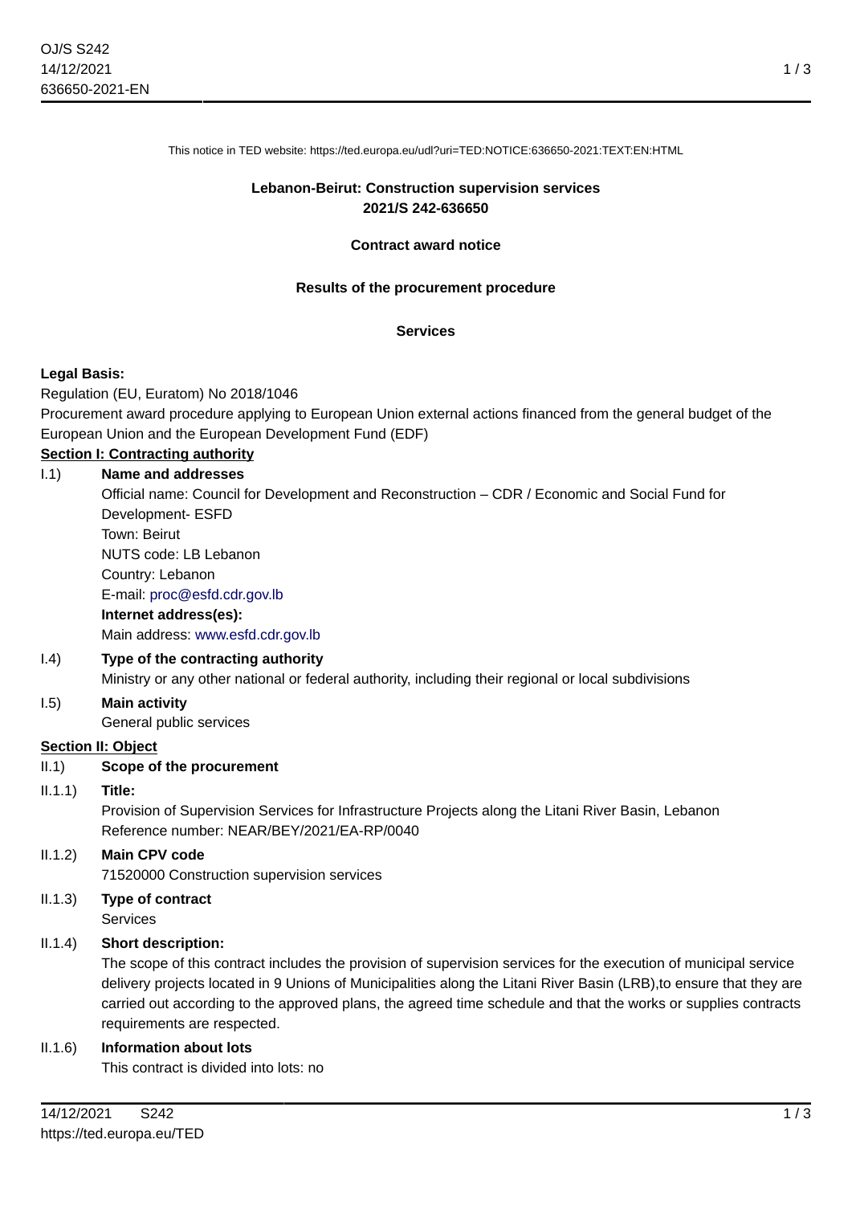This notice in TED website: https://ted.europa.eu/udl?uri=TED:NOTICE:636650-2021:TEXT:EN:HTML

**Lebanon-Beirut: Construction supervision services**
**2021/S 242-636650**

**Contract award notice**

**Results of the procurement procedure**

**Services**

**Legal Basis:**

Regulation (EU, Euratom) No 2018/1046

Procurement award procedure applying to European Union external actions financed from the general budget of the European Union and the European Development Fund (EDF)

## Section I: Contracting authority

**I.1) Name and addresses**

Official name: Council for Development and Reconstruction – CDR / Economic and Social Fund for Development- ESFD
Town: Beirut
NUTS code: LB Lebanon
Country: Lebanon
E-mail: proc@esfd.cdr.gov.lb

**Internet address(es):**

Main address: www.esfd.cdr.gov.lb

**I.4) Type of the contracting authority**

Ministry or any other national or federal authority, including their regional or local subdivisions

**I.5) Main activity**

General public services

## Section II: Object

**II.1) Scope of the procurement**

**II.1.1) Title:**

Provision of Supervision Services for Infrastructure Projects along the Litani River Basin, Lebanon
Reference number: NEAR/BEY/2021/EA-RP/0040

**II.1.2) Main CPV code**

71520000 Construction supervision services

**II.1.3) Type of contract**

Services

**II.1.4) Short description:**

The scope of this contract includes the provision of supervision services for the execution of municipal service delivery projects located in 9 Unions of Municipalities along the Litani River Basin (LRB),to ensure that they are carried out according to the approved plans, the agreed time schedule and that the works or supplies contracts requirements are respected.

**II.1.6) Information about lots**

This contract is divided into lots: no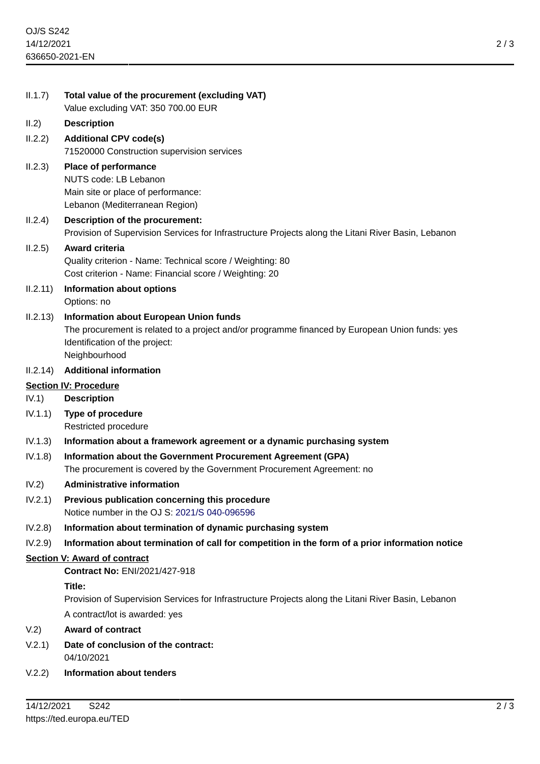II.1.7) **Total value of the procurement (excluding VAT)**
Value excluding VAT: 350 700.00 EUR

II.2) **Description**

II.2.2) **Additional CPV code(s)**
71520000 Construction supervision services

II.2.3) **Place of performance**
NUTS code: LB Lebanon
Main site or place of performance:
Lebanon (Mediterranean Region)

II.2.4) **Description of the procurement:**
Provision of Supervision Services for Infrastructure Projects along the Litani River Basin, Lebanon

II.2.5) **Award criteria**
Quality criterion - Name: Technical score / Weighting: 80
Cost criterion - Name: Financial score / Weighting: 20

II.2.11) **Information about options**
Options: no

II.2.13) **Information about European Union funds**
The procurement is related to a project and/or programme financed by European Union funds: yes
Identification of the project:
Neighbourhood

II.2.14) **Additional information**

## Section IV: Procedure

IV.1) **Description**

IV.1.1) **Type of procedure**
Restricted procedure

IV.1.3) **Information about a framework agreement or a dynamic purchasing system**

IV.1.8) **Information about the Government Procurement Agreement (GPA)**
The procurement is covered by the Government Procurement Agreement: no

IV.2) **Administrative information**

IV.2.1) **Previous publication concerning this procedure**
Notice number in the OJ S: 2021/S 040-096596

IV.2.8) **Information about termination of dynamic purchasing system**

IV.2.9) **Information about termination of call for competition in the form of a prior information notice**

## Section V: Award of contract

**Contract No:** ENI/2021/427-918

**Title:**
Provision of Supervision Services for Infrastructure Projects along the Litani River Basin, Lebanon

A contract/lot is awarded: yes

V.2) **Award of contract**

V.2.1) **Date of conclusion of the contract:**
04/10/2021

V.2.2) **Information about tenders**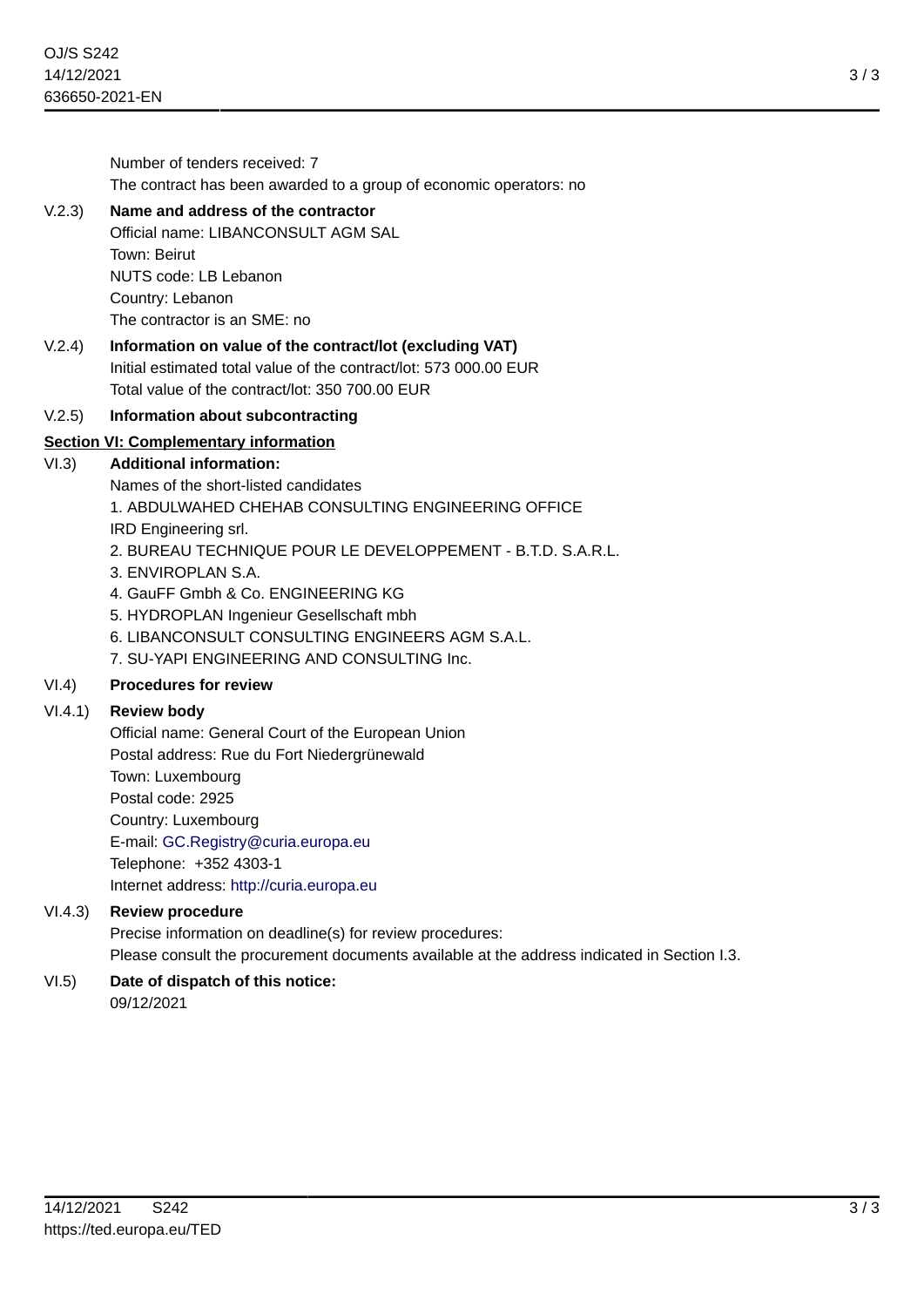Number of tenders received: 7

The contract has been awarded to a group of economic operators: no

V.2.3) **Name and address of the contractor**

Official name: LIBANCONSULT AGM SAL

Town: Beirut

NUTS code: LB Lebanon

Country: Lebanon

The contractor is an SME: no

V.2.4) **Information on value of the contract/lot (excluding VAT)**

Initial estimated total value of the contract/lot: 573 000.00 EUR

Total value of the contract/lot: 350 700.00 EUR

V.2.5) **Information about subcontracting**

## Section VI: Complementary information

VI.3) **Additional information:**

Names of the short-listed candidates

1. ABDULWAHED CHEHAB CONSULTING ENGINEERING OFFICE

IRD Engineering srl.

2. BUREAU TECHNIQUE POUR LE DEVELOPPEMENT - B.T.D. S.A.R.L.
3. ENVIROPLAN S.A.
4. GauFF Gmbh & Co. ENGINEERING KG
5. HYDROPLAN Ingenieur Gesellschaft mbh
6. LIBANCONSULT CONSULTING ENGINEERS AGM S.A.L.
7. SU-YAPI ENGINEERING AND CONSULTING Inc.

VI.4) **Procedures for review**

VI.4.1) **Review body**

Official name: General Court of the European Union

Postal address: Rue du Fort Niedergrünewald

Town: Luxembourg

Postal code: 2925

Country: Luxembourg

E-mail: GC.Registry@curia.europa.eu

Telephone: +352 4303-1

Internet address: http://curia.europa.eu

VI.4.3) **Review procedure**

Precise information on deadline(s) for review procedures:

Please consult the procurement documents available at the address indicated in Section I.3.

VI.5) **Date of dispatch of this notice:**

09/12/2021